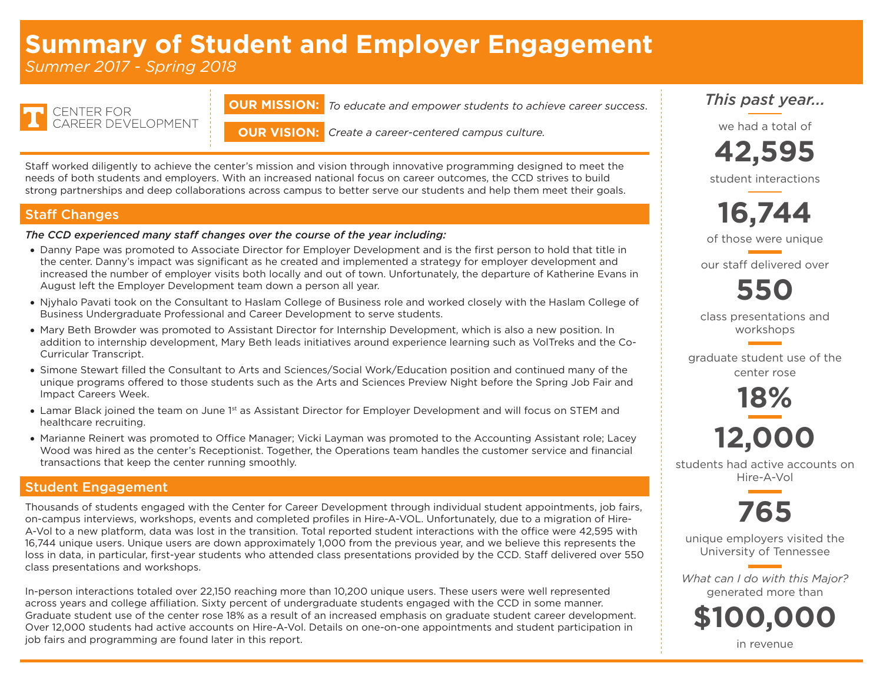# Summary of Student and Employer Engagement

*Summer 2017 - Spring 2018*

CENTER FOR CAREER DEVELOPMENT

**OUR MISSION:** *To educate and empower students to achieve career success.*

**OUR VISION:** *Create a career-centered campus culture.*

Staff worked diligently to achieve the center's mission and vision through innovative programming designed to meet the needs of both students and employers. With an increased national focus on career outcomes, the CCD strives to build strong partnerships and deep collaborations across campus to better serve our students and help them meet their goals.

## Staff Changes

***The CCD experienced many staff changes over the course of the year including:***

- Danny Pape was promoted to Associate Director for Employer Development and is the first person to hold that title in the center. Danny's impact was significant as he created and implemented a strategy for employer development and increased the number of employer visits both locally and out of town. Unfortunately, the departure of Katherine Evans in August left the Employer Development team down a person all year.
- Njyhalo Pavati took on the Consultant to Haslam College of Business role and worked closely with the Haslam College of Business Undergraduate Professional and Career Development to serve students.
- Mary Beth Browder was promoted to Assistant Director for Internship Development, which is also a new position. In addition to internship development, Mary Beth leads initiatives around experience learning such as VolTreks and the Co-Curricular Transcript.
- Simone Stewart filled the Consultant to Arts and Sciences/Social Work/Education position and continued many of the unique programs offered to those students such as the Arts and Sciences Preview Night before the Spring Job Fair and Impact Careers Week.
- Lamar Black joined the team on June 1st as Assistant Director for Employer Development and will focus on STEM and healthcare recruiting.
- Marianne Reinert was promoted to Office Manager; Vicki Layman was promoted to the Accounting Assistant role; Lacey Wood was hired as the center's Receptionist. Together, the Operations team handles the customer service and financial transactions that keep the center running smoothly.

## Student Engagement

Thousands of students engaged with the Center for Career Development through individual student appointments, job fairs, on-campus interviews, workshops, events and completed profiles in Hire-A-VOL. Unfortunately, due to a migration of Hire-A-Vol to a new platform, data was lost in the transition. Total reported student interactions with the office were 42,595 with 16,744 unique users. Unique users are down approximately 1,000 from the previous year, and we believe this represents the loss in data, in particular, first-year students who attended class presentations provided by the CCD. Staff delivered over 550 class presentations and workshops.

In-person interactions totaled over 22,150 reaching more than 10,200 unique users. These users were well represented across years and college affiliation. Sixty percent of undergraduate students engaged with the CCD in some manner. Graduate student use of the center rose 18% as a result of an increased emphasis on graduate student career development. Over 12,000 students had active accounts on Hire-A-Vol. Details on one-on-one appointments and student participation in job fairs and programming are found later in this report.

*This past year...*

we had a total of **42,595** student interactions

**16,744** of those were unique

our staff delivered over **550** class presentations and workshops

graduate student use of the center rose **18%**

**12,000** students had active accounts on Hire-A-Vol

**765** unique employers visited the University of Tennessee

*What can I do with this Major?* generated more than **$100,000** in revenue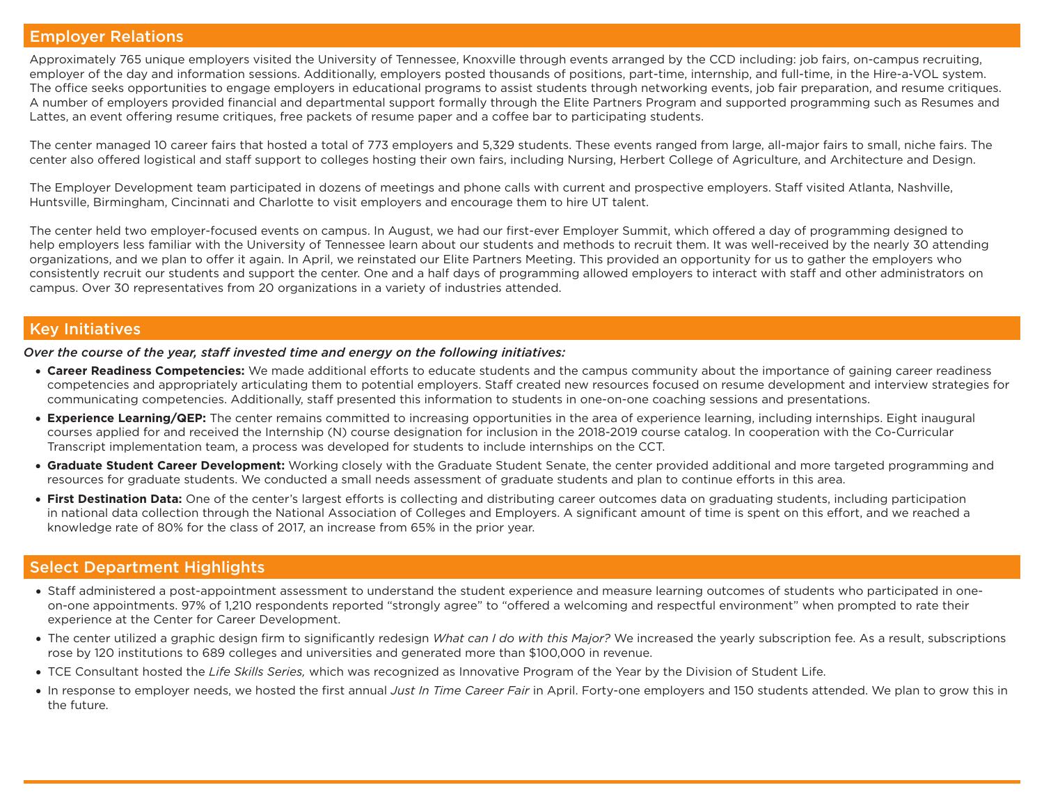## Employer Relations

Approximately 765 unique employers visited the University of Tennessee, Knoxville through events arranged by the CCD including: job fairs, on-campus recruiting, employer of the day and information sessions. Additionally, employers posted thousands of positions, part-time, internship, and full-time, in the Hire-a-VOL system. The office seeks opportunities to engage employers in educational programs to assist students through networking events, job fair preparation, and resume critiques. A number of employers provided financial and departmental support formally through the Elite Partners Program and supported programming such as Resumes and Lattes, an event offering resume critiques, free packets of resume paper and a coffee bar to participating students.

The center managed 10 career fairs that hosted a total of 773 employers and 5,329 students. These events ranged from large, all-major fairs to small, niche fairs. The center also offered logistical and staff support to colleges hosting their own fairs, including Nursing, Herbert College of Agriculture, and Architecture and Design.

The Employer Development team participated in dozens of meetings and phone calls with current and prospective employers. Staff visited Atlanta, Nashville, Huntsville, Birmingham, Cincinnati and Charlotte to visit employers and encourage them to hire UT talent.

The center held two employer-focused events on campus. In August, we had our first-ever Employer Summit, which offered a day of programming designed to help employers less familiar with the University of Tennessee learn about our students and methods to recruit them. It was well-received by the nearly 30 attending organizations, and we plan to offer it again. In April, we reinstated our Elite Partners Meeting. This provided an opportunity for us to gather the employers who consistently recruit our students and support the center. One and a half days of programming allowed employers to interact with staff and other administrators on campus. Over 30 representatives from 20 organizations in a variety of industries attended.

## Key Initiatives

***Over the course of the year, staff invested time and energy on the following initiatives:***

- **Career Readiness Competencies:** We made additional efforts to educate students and the campus community about the importance of gaining career readiness competencies and appropriately articulating them to potential employers. Staff created new resources focused on resume development and interview strategies for communicating competencies. Additionally, staff presented this information to students in one-on-one coaching sessions and presentations.
- **Experience Learning/QEP:** The center remains committed to increasing opportunities in the area of experience learning, including internships. Eight inaugural courses applied for and received the Internship (N) course designation for inclusion in the 2018-2019 course catalog. In cooperation with the Co-Curricular Transcript implementation team, a process was developed for students to include internships on the CCT.
- **Graduate Student Career Development:** Working closely with the Graduate Student Senate, the center provided additional and more targeted programming and resources for graduate students. We conducted a small needs assessment of graduate students and plan to continue efforts in this area.
- **First Destination Data:** One of the center's largest efforts is collecting and distributing career outcomes data on graduating students, including participation in national data collection through the National Association of Colleges and Employers. A significant amount of time is spent on this effort, and we reached a knowledge rate of 80% for the class of 2017, an increase from 65% in the prior year.

## Select Department Highlights

- Staff administered a post-appointment assessment to understand the student experience and measure learning outcomes of students who participated in one-on-one appointments. 97% of 1,210 respondents reported "strongly agree" to "offered a welcoming and respectful environment" when prompted to rate their experience at the Center for Career Development.
- The center utilized a graphic design firm to significantly redesign *What can I do with this Major?* We increased the yearly subscription fee. As a result, subscriptions rose by 120 institutions to 689 colleges and universities and generated more than $100,000 in revenue.
- TCE Consultant hosted the *Life Skills Series,* which was recognized as Innovative Program of the Year by the Division of Student Life.
- In response to employer needs, we hosted the first annual *Just In Time Career Fair* in April. Forty-one employers and 150 students attended. We plan to grow this in the future.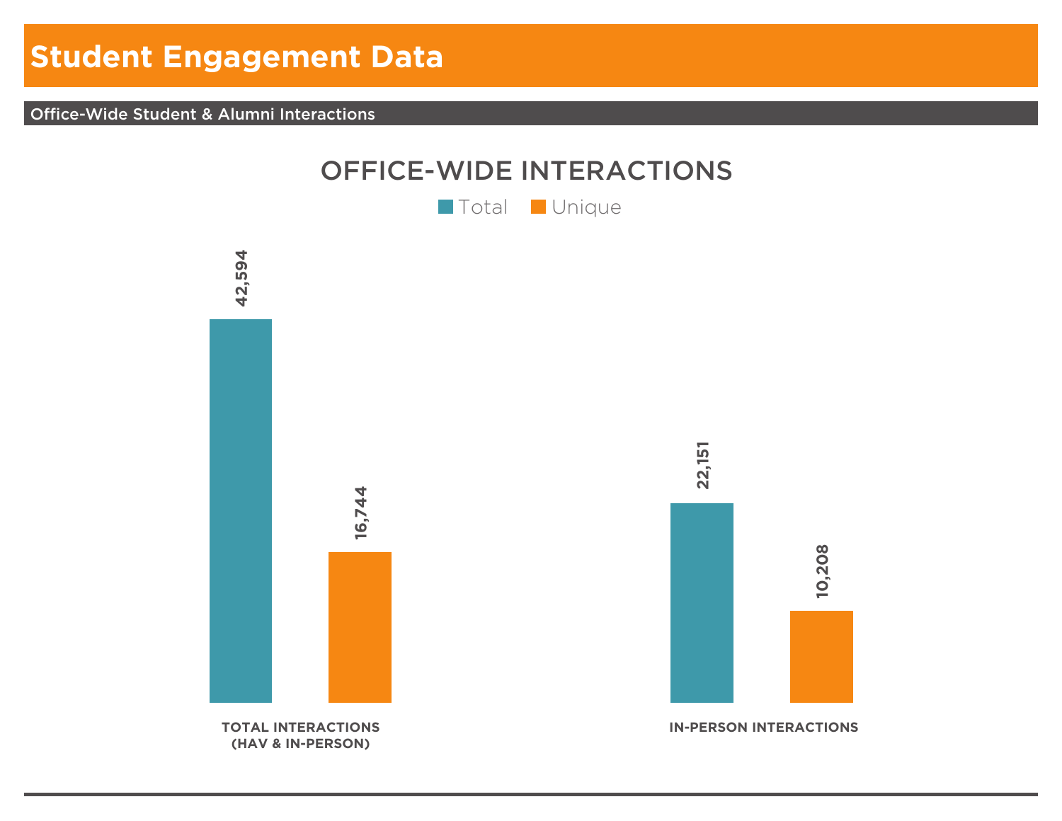# Student Engagement Data

## Office-Wide Student & Alumni Interactions

### OFFICE-WIDE INTERACTIONS

| | Total | Unique |
|---|---|---|
| TOTAL INTERACTIONS (HAV & IN-PERSON) | 42,594 | 16,744 |
| IN-PERSON INTERACTIONS | 22,151 | 10,208 |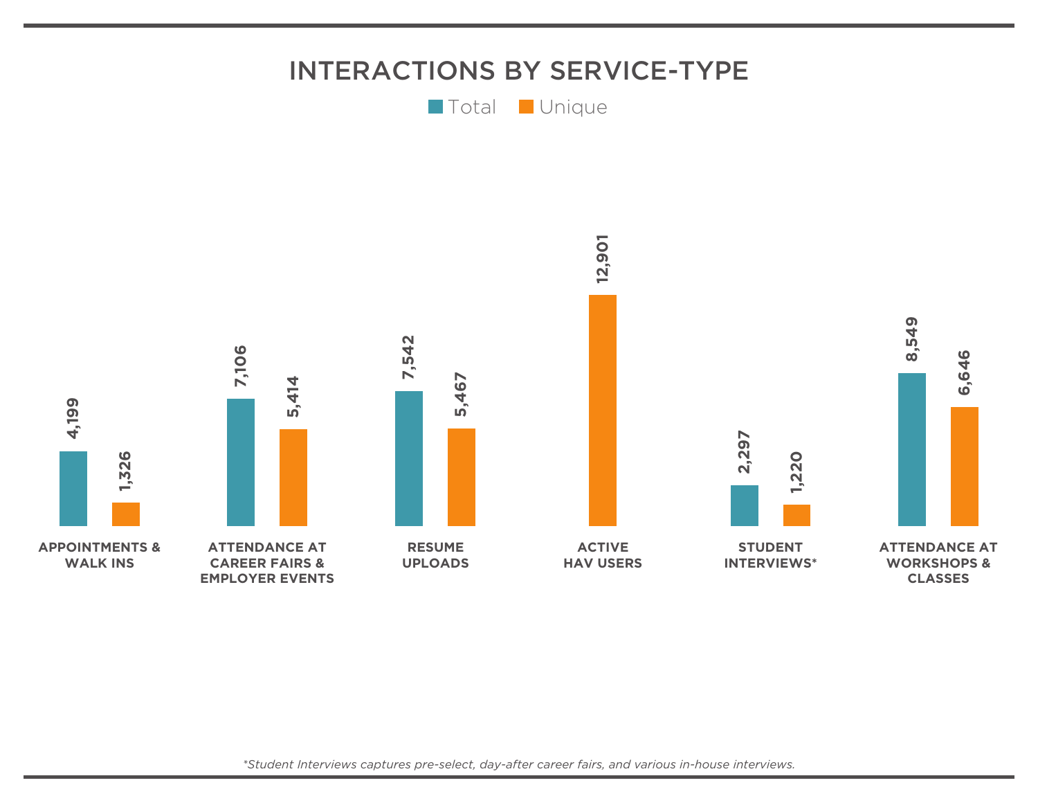# INTERACTIONS BY SERVICE-TYPE

| Service Type | Total | Unique |
|---|---|---|
| APPOINTMENTS & WALK INS | 4,199 | 1,326 |
| ATTENDANCE AT CAREER FAIRS & EMPLOYER EVENTS | 7,106 | 5,414 |
| RESUME UPLOADS | 7,542 | 5,467 |
| ACTIVE HAV USERS | | 12,901 |
| STUDENT INTERVIEWS* | 2,297 | 1,220 |
| ATTENDANCE AT WORKSHOPS & CLASSES | 8,549 | 6,646 |

*\*Student Interviews captures pre-select, day-after career fairs, and various in-house interviews.*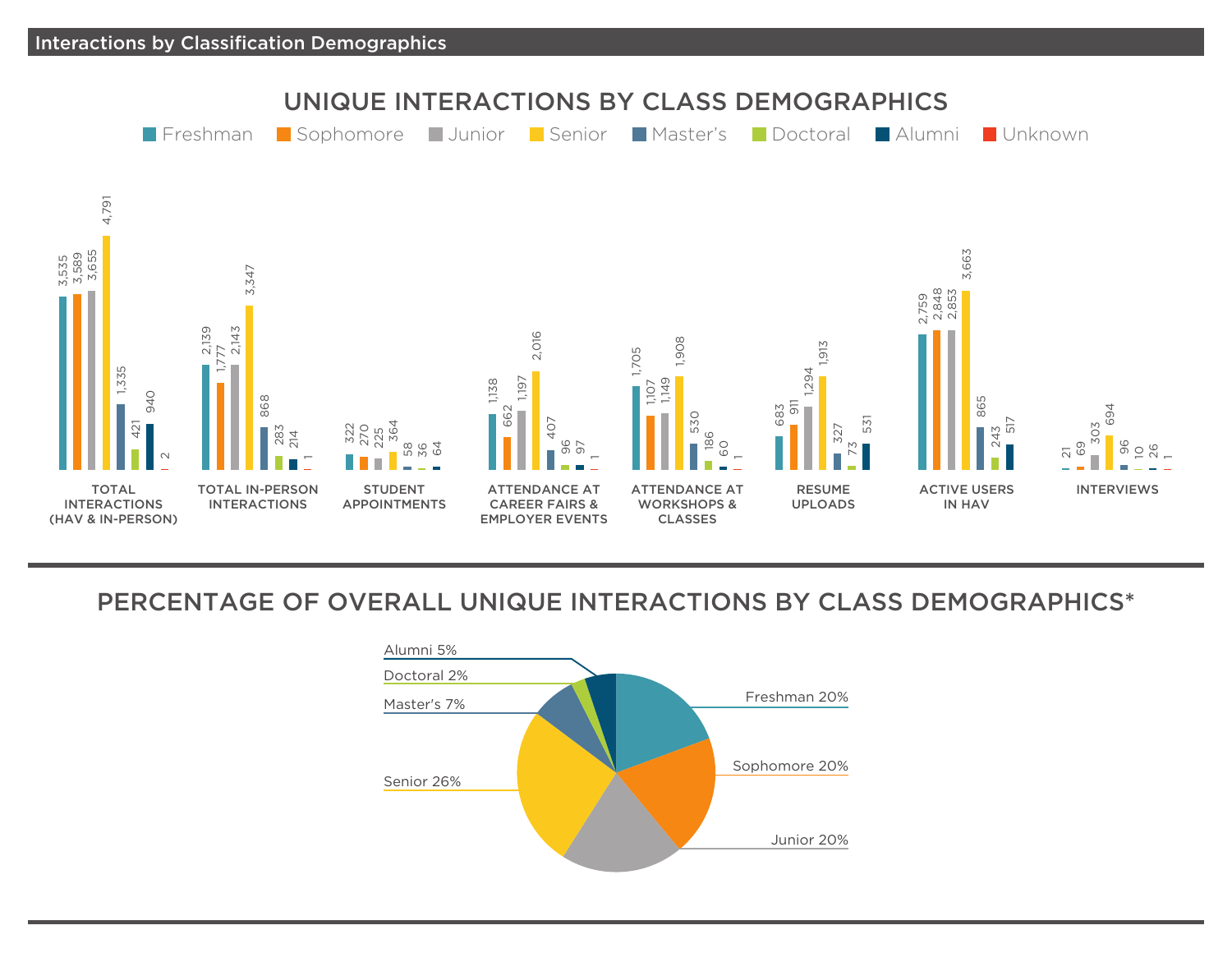## Interactions by Classification Demographics

### UNIQUE INTERACTIONS BY CLASS DEMOGRAPHICS

| | Freshman | Sophomore | Junior | Senior | Master's | Doctoral | Alumni | Unknown |
|---|---|---|---|---|---|---|---|---|
| TOTAL INTERACTIONS (HAV & IN-PERSON) | 3,535 | 3,589 | 3,655 | 4,791 | 1,335 | 421 | 940 | 2 |
| TOTAL IN-PERSON INTERACTIONS | 2,139 | 1,777 | 2,143 | 3,347 | 868 | 283 | 214 | 1 |
| STUDENT APPOINTMENTS | 322 | 270 | 225 | 364 | 58 | 36 | 64 | |
| ATTENDANCE AT CAREER FAIRS & EMPLOYER EVENTS | 1,138 | 662 | 1,197 | 2,016 | 407 | 96 | 97 | 1 |
| ATTENDANCE AT WORKSHOPS & CLASSES | 1,705 | 1,107 | 1,149 | 1,908 | 530 | 186 | 60 | 1 |
| RESUME UPLOADS | 683 | 911 | 1,294 | 1,913 | 327 | 73 | 531 | |
| ACTIVE USERS IN HAV | 2,759 | 2,848 | 2,853 | 3,663 | 865 | 243 | 517 | |
| INTERVIEWS | 21 | 69 | 303 | 694 | 96 | 10 | 26 | 1 |

### PERCENTAGE OF OVERALL UNIQUE INTERACTIONS BY CLASS DEMOGRAPHICS*

| Class | Percentage |
|---|---|
| Freshman | 20% |
| Sophomore | 20% |
| Junior | 20% |
| Senior | 26% |
| Master's | 7% |
| Doctoral | 2% |
| Alumni | 5% |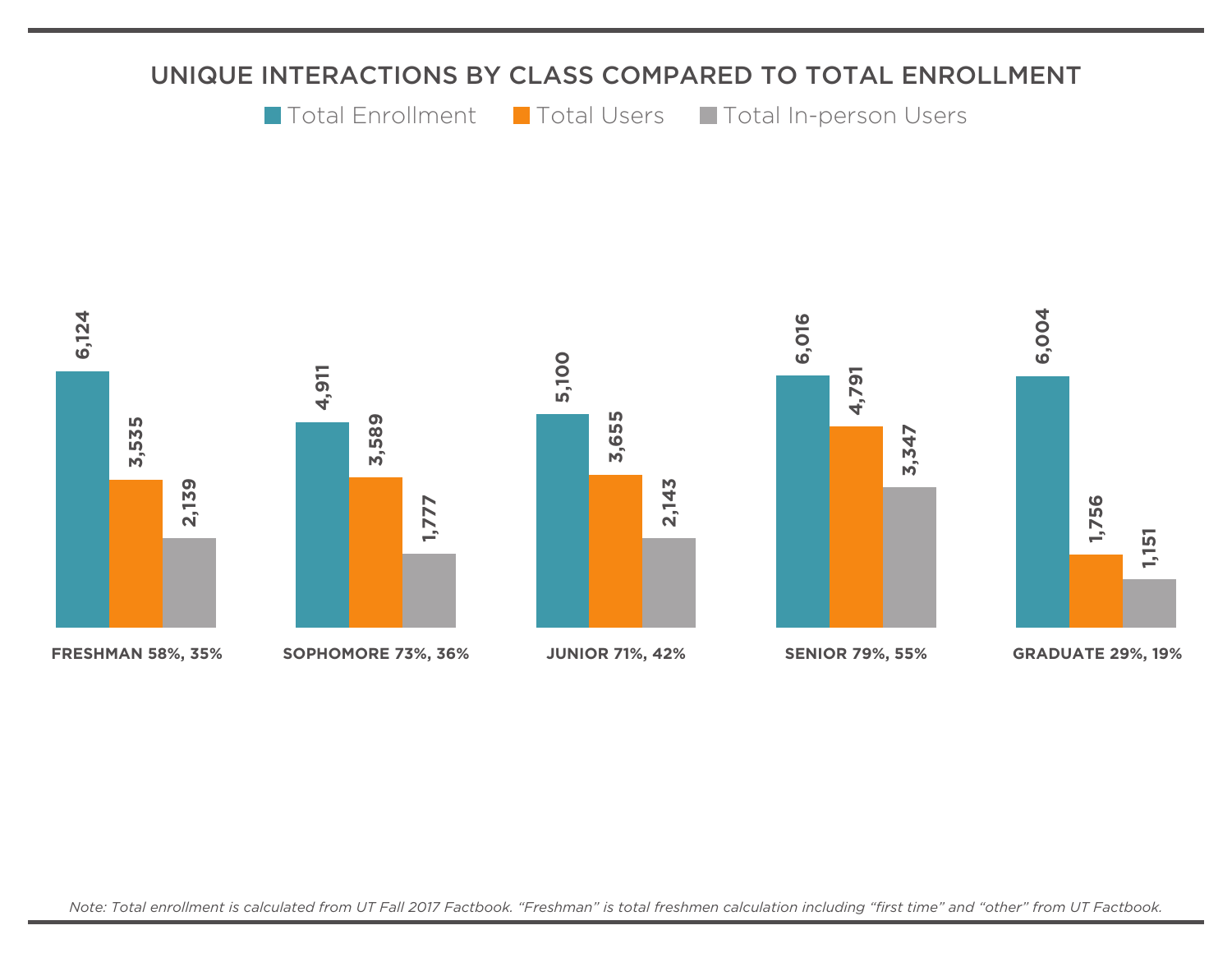## UNIQUE INTERACTIONS BY CLASS COMPARED TO TOTAL ENROLLMENT

| Class | Total Enrollment | Total Users | Total In-person Users |
|---|---|---|---|
| FRESHMAN 58%, 35% | 6,124 | 3,535 | 2,139 |
| SOPHOMORE 73%, 36% | 4,911 | 3,589 | 1,777 |
| JUNIOR 71%, 42% | 5,100 | 3,655 | 2,143 |
| SENIOR 79%, 55% | 6,016 | 4,791 | 3,347 |
| GRADUATE 29%, 19% | 6,004 | 1,756 | 1,151 |

*Note: Total enrollment is calculated from UT Fall 2017 Factbook. "Freshman" is total freshmen calculation including "first time" and "other" from UT Factbook.*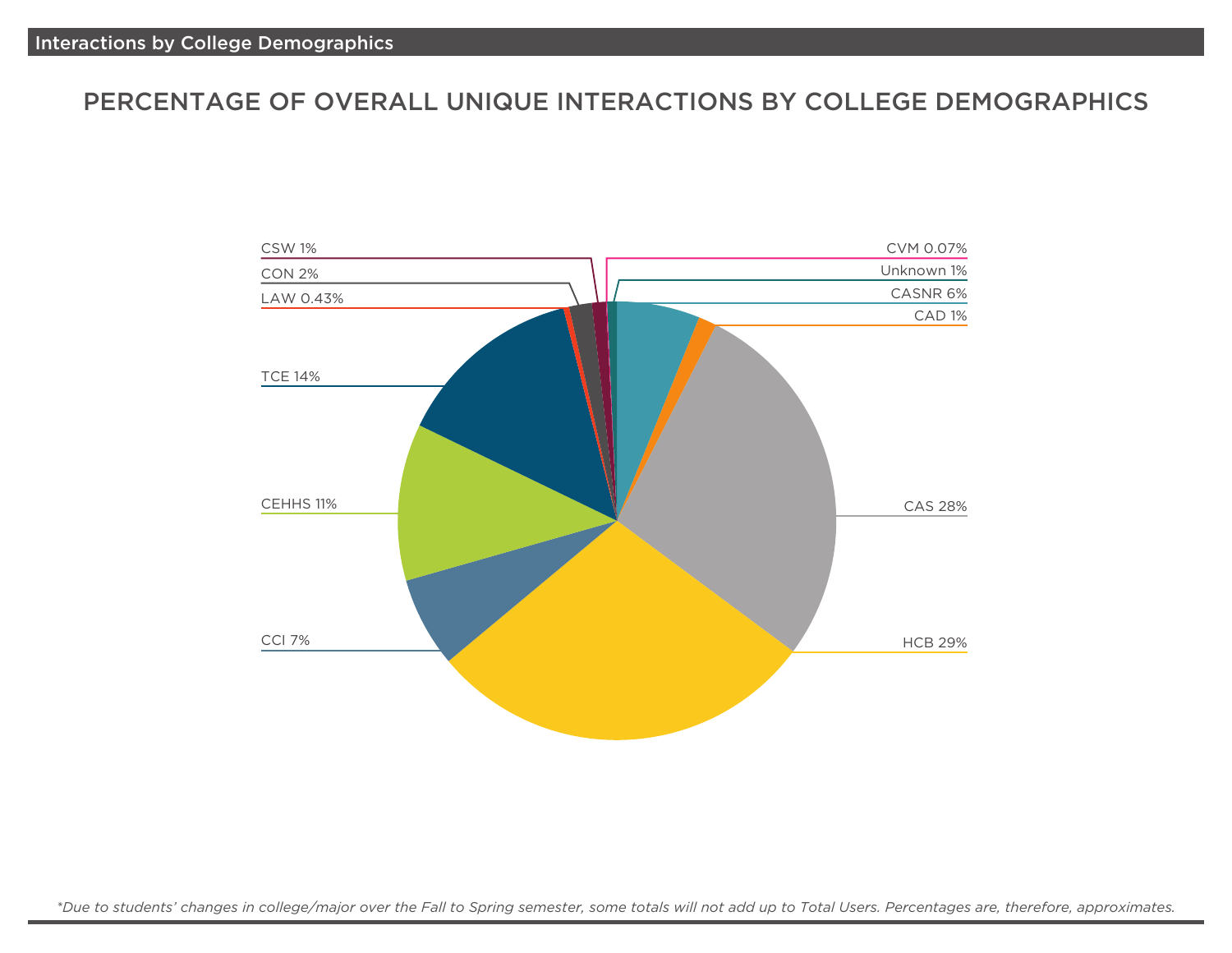## Interactions by College Demographics

### PERCENTAGE OF OVERALL UNIQUE INTERACTIONS BY COLLEGE DEMOGRAPHICS

| College | Percentage |
| --- | --- |
| CVM | 0.07% |
| Unknown | 1% |
| CASNR | 6% |
| CAD | 1% |
| CAS | 28% |
| HCB | 29% |
| CCI | 7% |
| CEHHS | 11% |
| TCE | 14% |
| LAW | 0.43% |
| CON | 2% |
| CSW | 1% |

*\*Due to students' changes in college/major over the Fall to Spring semester, some totals will not add up to Total Users. Percentages are, therefore, approximates.*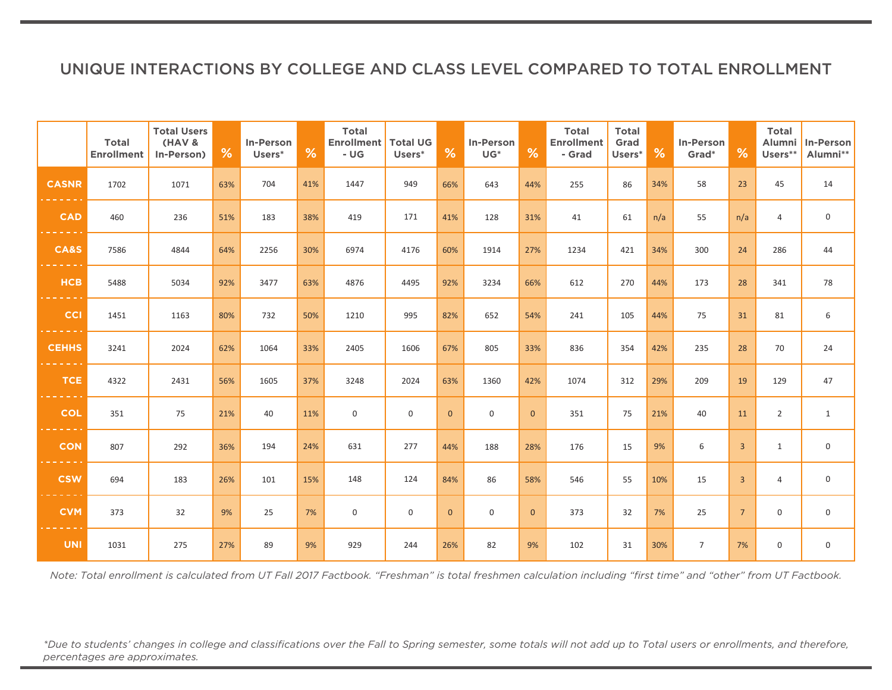## UNIQUE INTERACTIONS BY COLLEGE AND CLASS LEVEL COMPARED TO TOTAL ENROLLMENT

| | Total Enrollment | Total Users (HAV & In-Person) | % | In-Person Users* | % | Total Enrollment - UG | Total UG Users* | % | In-Person UG* | % | Total Enrollment - Grad | Total Grad Users* | % | In-Person Grad* | % | Total Alumni Users** | In-Person Alumni** |
|---|---|---|---|---|---|---|---|---|---|---|---|---|---|---|---|---|---|
| **CASNR** | 1702 | 1071 | 63% | 704 | 41% | 1447 | 949 | 66% | 643 | 44% | 255 | 86 | 34% | 58 | 23 | 45 | 14 |
| **CAD** | 460 | 236 | 51% | 183 | 38% | 419 | 171 | 41% | 128 | 31% | 41 | 61 | n/a | 55 | n/a | 4 | 0 |
| **CA&S** | 7586 | 4844 | 64% | 2256 | 30% | 6974 | 4176 | 60% | 1914 | 27% | 1234 | 421 | 34% | 300 | 24 | 286 | 44 |
| **HCB** | 5488 | 5034 | 92% | 3477 | 63% | 4876 | 4495 | 92% | 3234 | 66% | 612 | 270 | 44% | 173 | 28 | 341 | 78 |
| **CCI** | 1451 | 1163 | 80% | 732 | 50% | 1210 | 995 | 82% | 652 | 54% | 241 | 105 | 44% | 75 | 31 | 81 | 6 |
| **CEHHS** | 3241 | 2024 | 62% | 1064 | 33% | 2405 | 1606 | 67% | 805 | 33% | 836 | 354 | 42% | 235 | 28 | 70 | 24 |
| **TCE** | 4322 | 2431 | 56% | 1605 | 37% | 3248 | 2024 | 63% | 1360 | 42% | 1074 | 312 | 29% | 209 | 19 | 129 | 47 |
| **COL** | 351 | 75 | 21% | 40 | 11% | 0 | 0 | 0 | 0 | 0 | 351 | 75 | 21% | 40 | 11 | 2 | 1 |
| **CON** | 807 | 292 | 36% | 194 | 24% | 631 | 277 | 44% | 188 | 28% | 176 | 15 | 9% | 6 | 3 | 1 | 0 |
| **CSW** | 694 | 183 | 26% | 101 | 15% | 148 | 124 | 84% | 86 | 58% | 546 | 55 | 10% | 15 | 3 | 4 | 0 |
| **CVM** | 373 | 32 | 9% | 25 | 7% | 0 | 0 | 0 | 0 | 0 | 373 | 32 | 7% | 25 | 7 | 0 | 0 |
| **UNI** | 1031 | 275 | 27% | 89 | 9% | 929 | 244 | 26% | 82 | 9% | 102 | 31 | 30% | 7 | 7% | 0 | 0 |

*Note: Total enrollment is calculated from UT Fall 2017 Factbook. "Freshman" is total freshmen calculation including "first time" and "other" from UT Factbook.*

*\*Due to students' changes in college and classifications over the Fall to Spring semester, some totals will not add up to Total users or enrollments, and therefore, percentages are approximates.*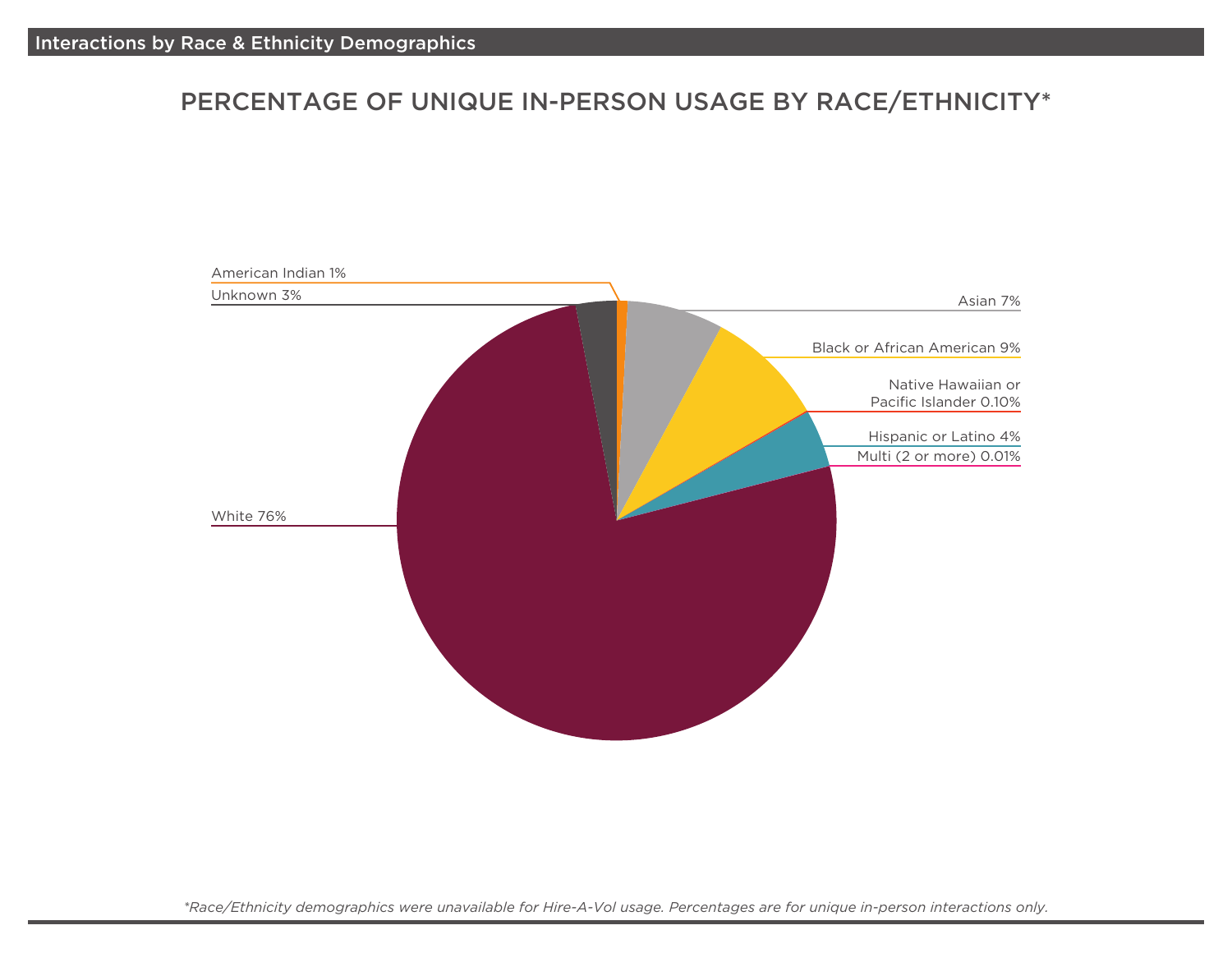## Interactions by Race & Ethnicity Demographics

### PERCENTAGE OF UNIQUE IN-PERSON USAGE BY RACE/ETHNICITY*

American Indian 1%

Unknown 3%

Asian 7%

Black or African American 9%

Native Hawaiian or Pacific Islander 0.10%

Hispanic or Latino 4%

Multi (2 or more) 0.01%

White 76%

*\*Race/Ethnicity demographics were unavailable for Hire-A-Vol usage. Percentages are for unique in-person interactions only.*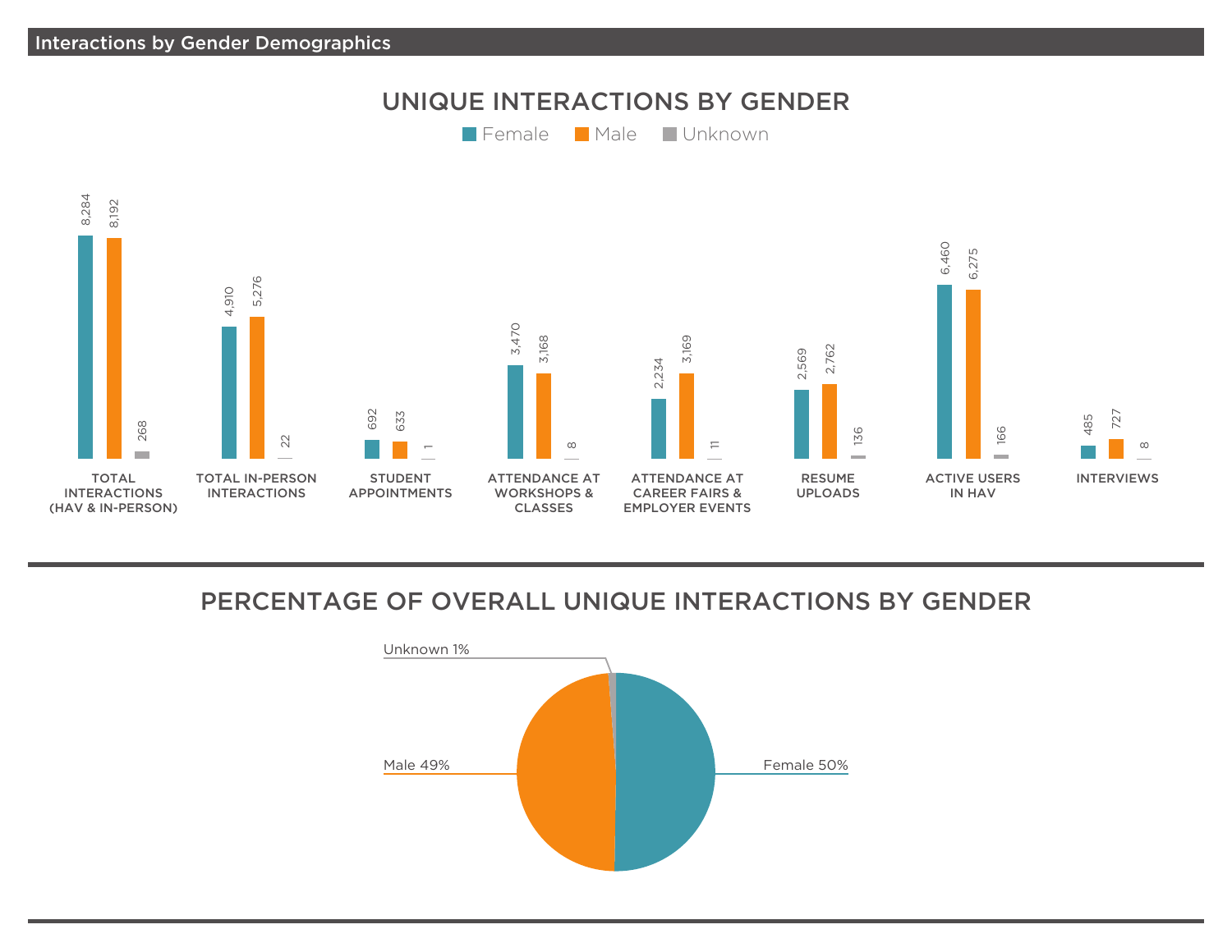## Interactions by Gender Demographics

### UNIQUE INTERACTIONS BY GENDER

| | Female | Male | Unknown |
|---|---|---|---|
| TOTAL INTERACTIONS (HAV & IN-PERSON) | 8,284 | 8,192 | 268 |
| TOTAL IN-PERSON INTERACTIONS | 4,910 | 5,276 | 22 |
| STUDENT APPOINTMENTS | 692 | 633 | 1 |
| ATTENDANCE AT WORKSHOPS & CLASSES | 3,470 | 3,168 | 8 |
| ATTENDANCE AT CAREER FAIRS & EMPLOYER EVENTS | 2,234 | 3,169 | 11 |
| RESUME UPLOADS | 2,569 | 2,762 | 136 |
| ACTIVE USERS IN HAV | 6,460 | 6,275 | 166 |
| INTERVIEWS | 485 | 727 | 8 |

### PERCENTAGE OF OVERALL UNIQUE INTERACTIONS BY GENDER

| Gender | Percentage |
|---|---|
| Female | 50% |
| Male | 49% |
| Unknown | 1% |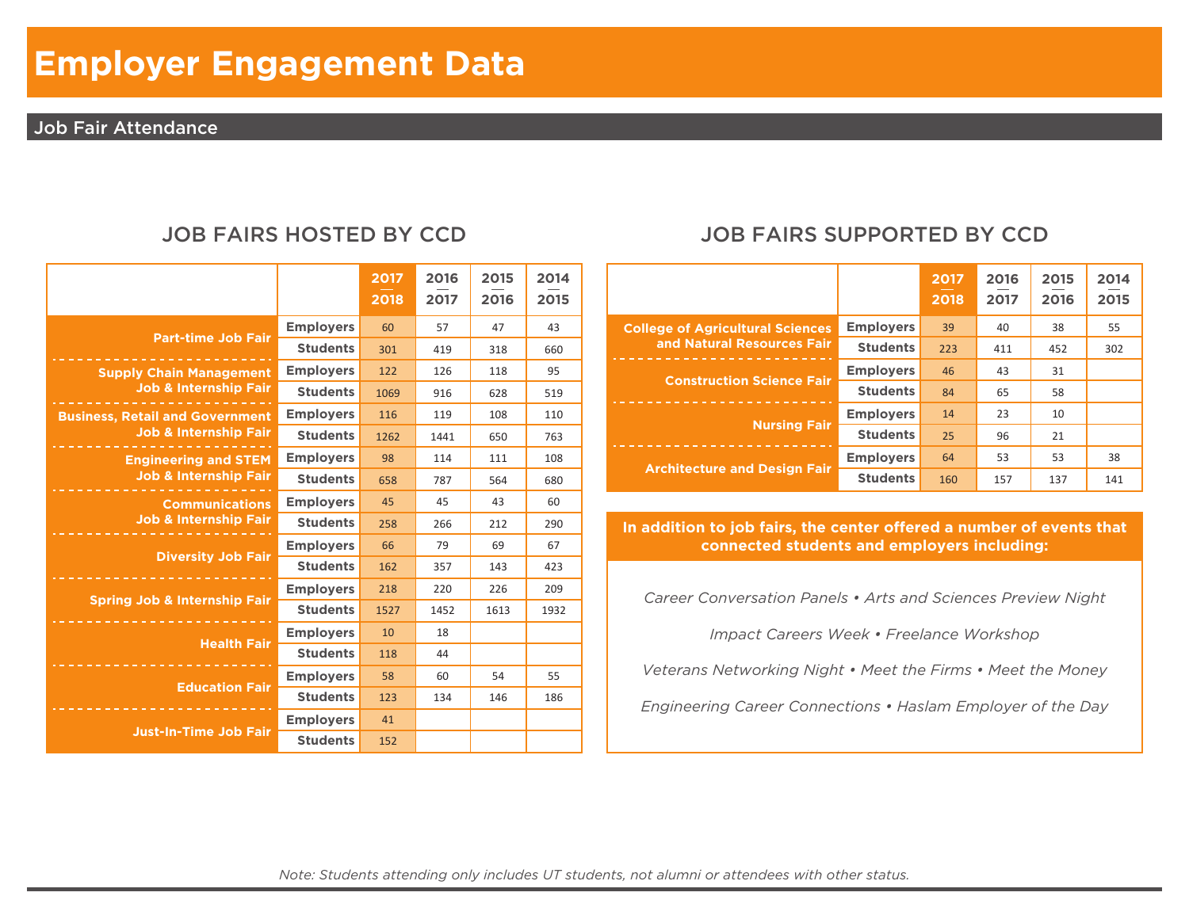# Employer Engagement Data

## Job Fair Attendance

### JOB FAIRS HOSTED BY CCD

| | | 2017–2018 | 2016–2017 | 2015–2016 | 2014–2015 |
|---|---|---|---|---|---|
| Part-time Job Fair | Employers | 60 | 57 | 47 | 43 |
| | Students | 301 | 419 | 318 | 660 |
| Supply Chain Management Job & Internship Fair | Employers | 122 | 126 | 118 | 95 |
| | Students | 1069 | 916 | 628 | 519 |
| Business, Retail and Government Job & Internship Fair | Employers | 116 | 119 | 108 | 110 |
| | Students | 1262 | 1441 | 650 | 763 |
| Engineering and STEM Job & Internship Fair | Employers | 98 | 114 | 111 | 108 |
| | Students | 658 | 787 | 564 | 680 |
| Communications Job & Internship Fair | Employers | 45 | 45 | 43 | 60 |
| | Students | 258 | 266 | 212 | 290 |
| Diversity Job Fair | Employers | 66 | 79 | 69 | 67 |
| | Students | 162 | 357 | 143 | 423 |
| Spring Job & Internship Fair | Employers | 218 | 220 | 226 | 209 |
| | Students | 1527 | 1452 | 1613 | 1932 |
| Health Fair | Employers | 10 | 18 | | |
| | Students | 118 | 44 | | |
| Education Fair | Employers | 58 | 60 | 54 | 55 |
| | Students | 123 | 134 | 146 | 186 |
| Just-In-Time Job Fair | Employers | 41 | | | |
| | Students | 152 | | | |

### JOB FAIRS SUPPORTED BY CCD

| | | 2017–2018 | 2016–2017 | 2015–2016 | 2014–2015 |
|---|---|---|---|---|---|
| College of Agricultural Sciences and Natural Resources Fair | Employers | 39 | 40 | 38 | 55 |
| | Students | 223 | 411 | 452 | 302 |
| Construction Science Fair | Employers | 46 | 43 | 31 | |
| | Students | 84 | 65 | 58 | |
| Nursing Fair | Employers | 14 | 23 | 10 | |
| | Students | 25 | 96 | 21 | |
| Architecture and Design Fair | Employers | 64 | 53 | 53 | 38 |
| | Students | 160 | 157 | 137 | 141 |

**In addition to job fairs, the center offered a number of events that connected students and employers including:**

*Career Conversation Panels • Arts and Sciences Preview Night*

*Impact Careers Week • Freelance Workshop*

*Veterans Networking Night • Meet the Firms • Meet the Money*

*Engineering Career Connections • Haslam Employer of the Day*

*Note: Students attending only includes UT students, not alumni or attendees with other status.*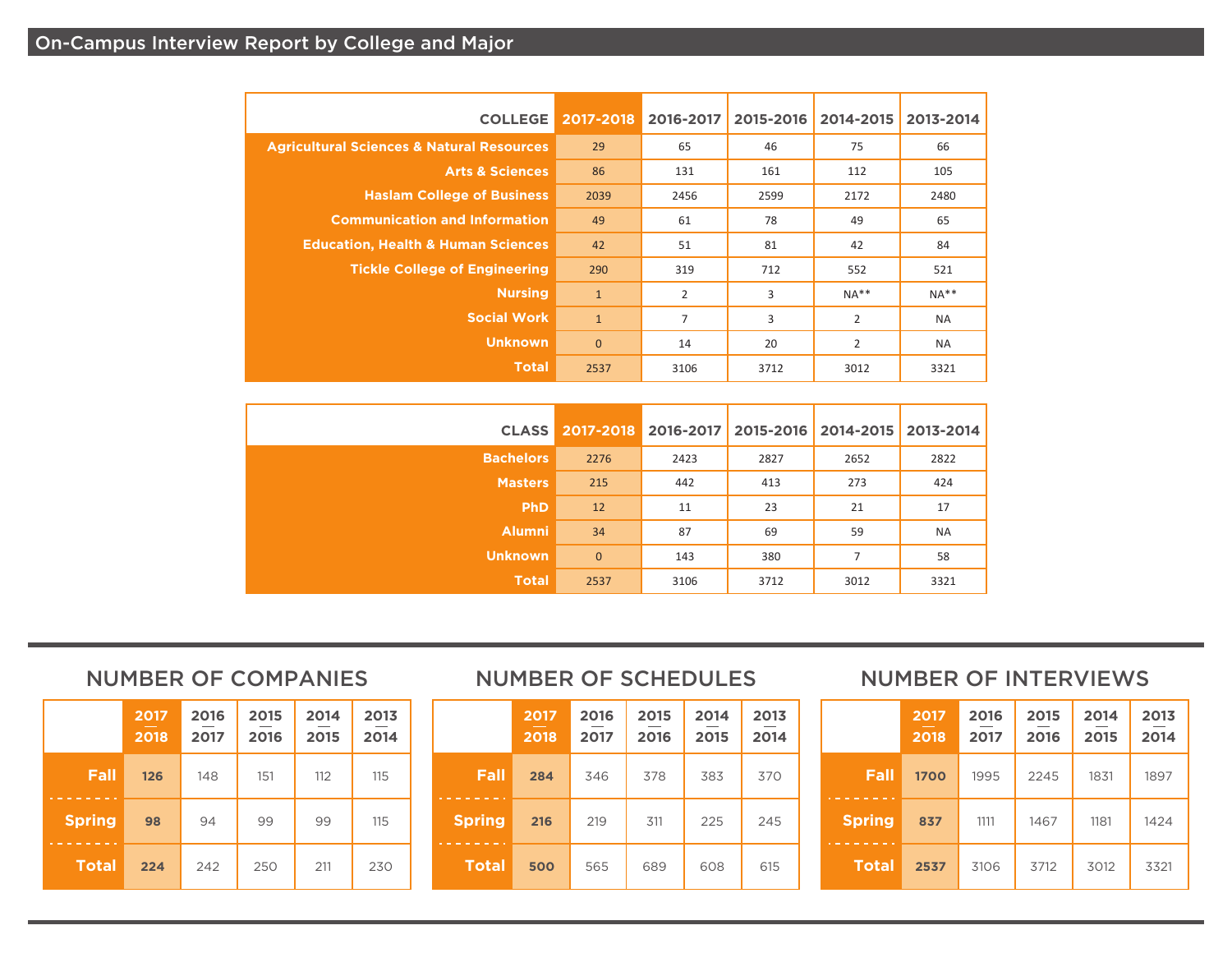## On-Campus Interview Report by College and Major

| COLLEGE | 2017-2018 | 2016-2017 | 2015-2016 | 2014-2015 | 2013-2014 |
|---|---|---|---|---|---|
| Agricultural Sciences & Natural Resources | 29 | 65 | 46 | 75 | 66 |
| Arts & Sciences | 86 | 131 | 161 | 112 | 105 |
| Haslam College of Business | 2039 | 2456 | 2599 | 2172 | 2480 |
| Communication and Information | 49 | 61 | 78 | 49 | 65 |
| Education, Health & Human Sciences | 42 | 51 | 81 | 42 | 84 |
| Tickle College of Engineering | 290 | 319 | 712 | 552 | 521 |
| Nursing | 1 | 2 | 3 | NA** | NA** |
| Social Work | 1 | 7 | 3 | 2 | NA |
| Unknown | 0 | 14 | 20 | 2 | NA |
| Total | 2537 | 3106 | 3712 | 3012 | 3321 |

| CLASS | 2017-2018 | 2016-2017 | 2015-2016 | 2014-2015 | 2013-2014 |
|---|---|---|---|---|---|
| Bachelors | 2276 | 2423 | 2827 | 2652 | 2822 |
| Masters | 215 | 442 | 413 | 273 | 424 |
| PhD | 12 | 11 | 23 | 21 | 17 |
| Alumni | 34 | 87 | 69 | 59 | NA |
| Unknown | 0 | 143 | 380 | 7 | 58 |
| Total | 2537 | 3106 | 3712 | 3012 | 3321 |

### NUMBER OF COMPANIES

| | 2017-2018 | 2016-2017 | 2015-2016 | 2014-2015 | 2013-2014 |
|---|---|---|---|---|---|
| Fall | 126 | 148 | 151 | 112 | 115 |
| Spring | 98 | 94 | 99 | 99 | 115 |
| Total | 224 | 242 | 250 | 211 | 230 |

### NUMBER OF SCHEDULES

| | 2017-2018 | 2016-2017 | 2015-2016 | 2014-2015 | 2013-2014 |
|---|---|---|---|---|---|
| Fall | 284 | 346 | 378 | 383 | 370 |
| Spring | 216 | 219 | 311 | 225 | 245 |
| Total | 500 | 565 | 689 | 608 | 615 |

### NUMBER OF INTERVIEWS

| | 2017-2018 | 2016-2017 | 2015-2016 | 2014-2015 | 2013-2014 |
|---|---|---|---|---|---|
| Fall | 1700 | 1995 | 2245 | 1831 | 1897 |
| Spring | 837 | 1111 | 1467 | 1181 | 1424 |
| Total | 2537 | 3106 | 3712 | 3012 | 3321 |